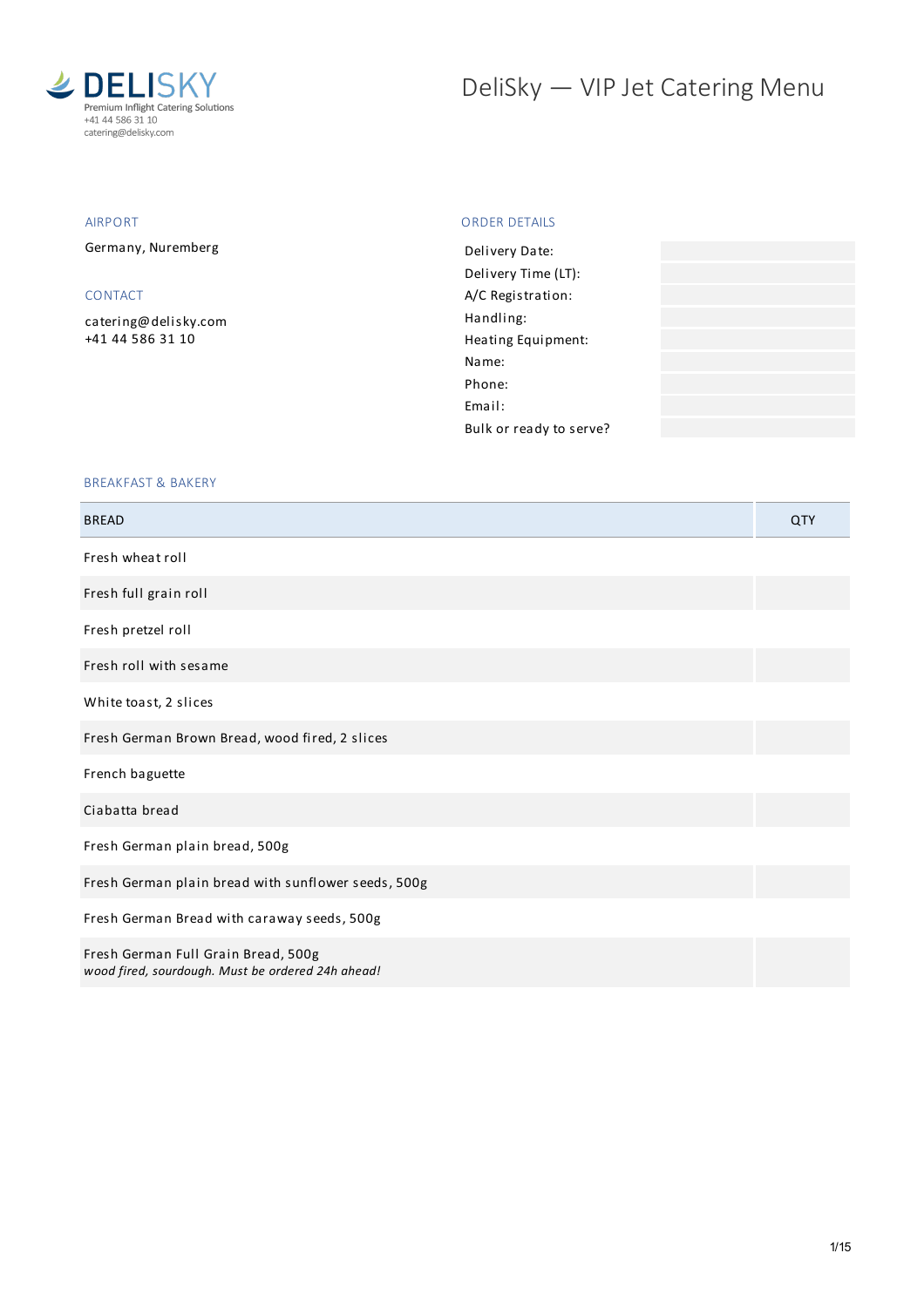DELISKY
Premium Inflight Catering Solutions
+41 44 586 31 10
catering@delisky.com

# DeliSky — VIP Jet Catering Menu

## AIRPORT

Germany, Nuremberg

## CONTACT

catering@delisky.com
+41 44 586 31 10

## ORDER DETAILS

| | |
|---|---|
| Delivery Date: | |
| Delivery Time (LT): | |
| A/C Registration: | |
| Handling: | |
| Heating Equipment: | |
| Name: | |
| Phone: | |
| Email: | |
| Bulk or ready to serve? | |

## BREAKFAST & BAKERY

| BREAD | QTY |
|---|---|
| Fresh wheat roll | |
| Fresh full grain roll | |
| Fresh pretzel roll | |
| Fresh roll with sesame | |
| White toast, 2 slices | |
| Fresh German Brown Bread, wood fired, 2 slices | |
| French baguette | |
| Ciabatta bread | |
| Fresh German plain bread, 500g | |
| Fresh German plain bread with sunflower seeds, 500g | |
| Fresh German Bread with caraway seeds, 500g | |
| Fresh German Full Grain Bread, 500g<br>*wood fired, sourdough. Must be ordered 24h ahead!* | |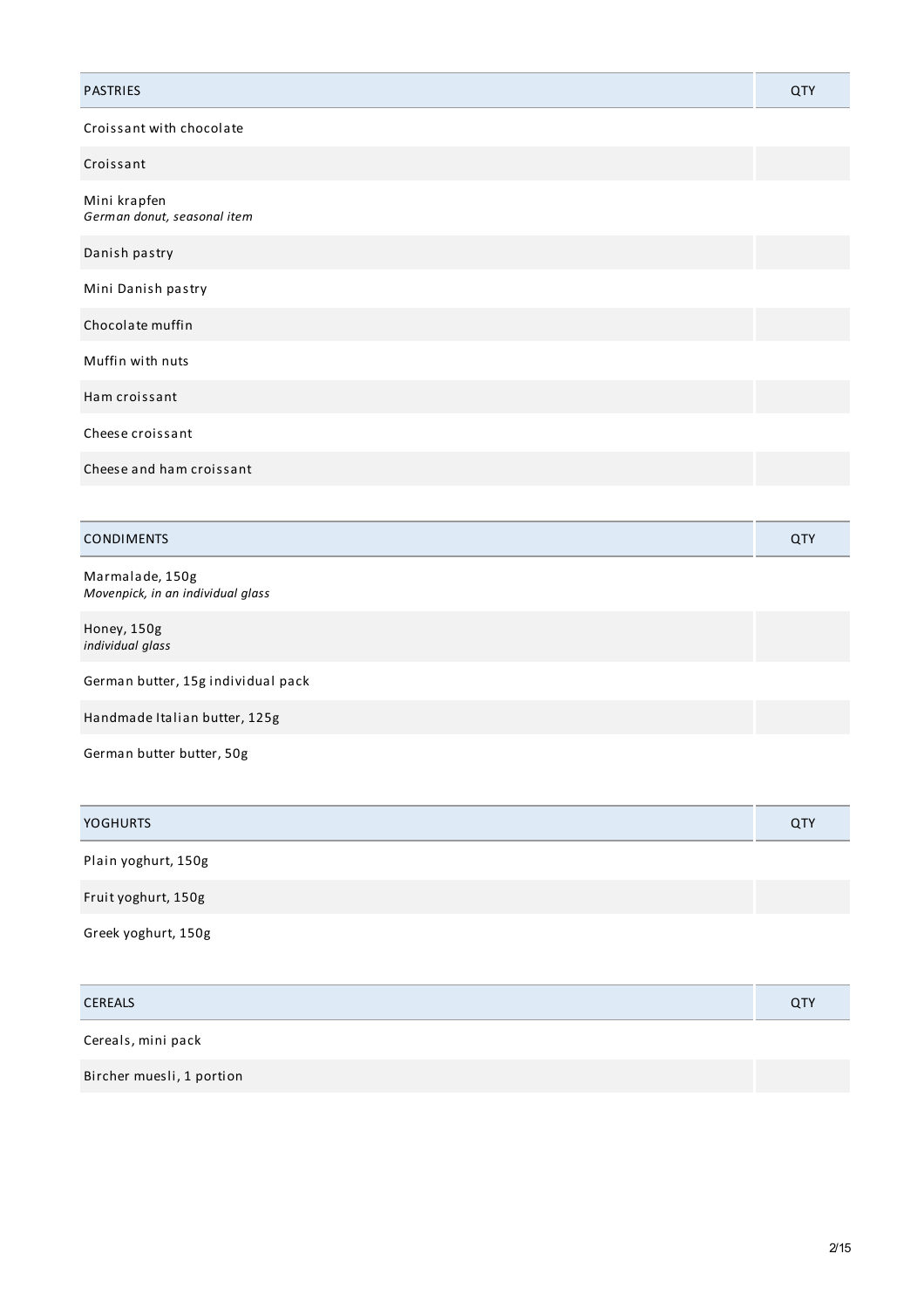| PASTRIES | QTY |
| --- | --- |
| Croissant with chocolate | |
| Croissant | |
| Mini krapfen<br>*German donut, seasonal item* | |
| Danish pastry | |
| Mini Danish pastry | |
| Chocolate muffin | |
| Muffin with nuts | |
| Ham croissant | |
| Cheese croissant | |
| Cheese and ham croissant | |

| CONDIMENTS | QTY |
| --- | --- |
| Marmalade, 150g<br>*Movenpick, in an individual glass* | |
| Honey, 150g<br>*individual glass* | |
| German butter, 15g individual pack | |
| Handmade Italian butter, 125g | |
| German butter butter, 50g | |

| YOGHURTS | QTY |
| --- | --- |
| Plain yoghurt, 150g | |
| Fruit yoghurt, 150g | |
| Greek yoghurt, 150g | |

| CEREALS | QTY |
| --- | --- |
| Cereals, mini pack | |
| Bircher muesli, 1 portion | |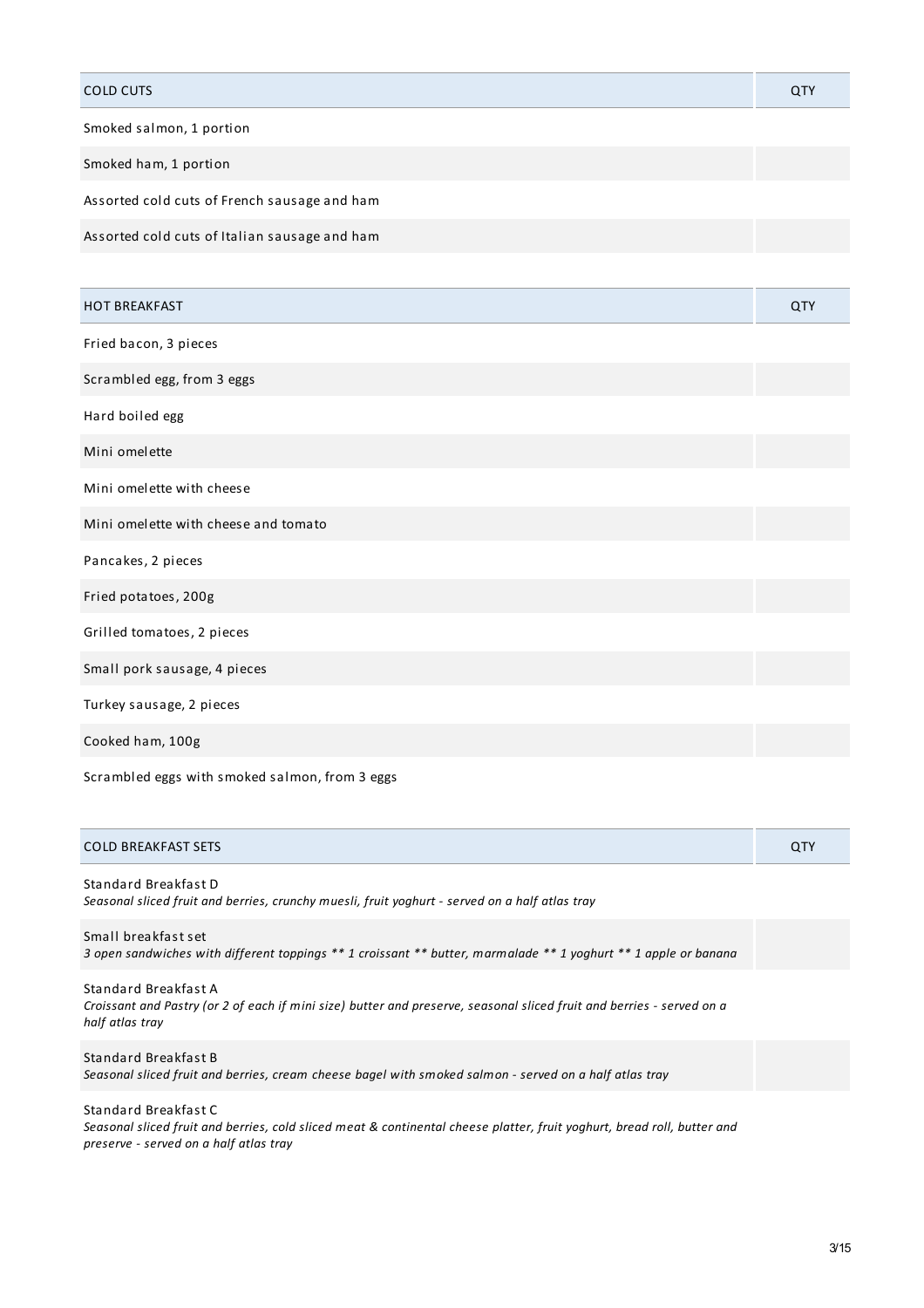| COLD CUTS | QTY |
| --- | --- |
| Smoked salmon, 1 portion | |
| Smoked ham, 1 portion | |
| Assorted cold cuts of French sausage and ham | |
| Assorted cold cuts of Italian sausage and ham | |

| HOT BREAKFAST | QTY |
| --- | --- |
| Fried bacon, 3 pieces | |
| Scrambled egg, from 3 eggs | |
| Hard boiled egg | |
| Mini omelette | |
| Mini omelette with cheese | |
| Mini omelette with cheese and tomato | |
| Pancakes, 2 pieces | |
| Fried potatoes, 200g | |
| Grilled tomatoes, 2 pieces | |
| Small pork sausage, 4 pieces | |
| Turkey sausage, 2 pieces | |
| Cooked ham, 100g | |
| Scrambled eggs with smoked salmon, from 3 eggs | |

| COLD BREAKFAST SETS | QTY |
| --- | --- |
| Standard Breakfast D<br>*Seasonal sliced fruit and berries, crunchy muesli, fruit yoghurt - served on a half atlas tray* | |
| Small breakfast set<br>*3 open sandwiches with different toppings ** 1 croissant ** butter, marmalade ** 1 yoghurt ** 1 apple or banana* | |
| Standard Breakfast A<br>*Croissant and Pastry (or 2 of each if mini size) butter and preserve, seasonal sliced fruit and berries - served on a half atlas tray* | |
| Standard Breakfast B<br>*Seasonal sliced fruit and berries, cream cheese bagel with smoked salmon - served on a half atlas tray* | |
| Standard Breakfast C<br>*Seasonal sliced fruit and berries, cold sliced meat & continental cheese platter, fruit yoghurt, bread roll, butter and preserve - served on a half atlas tray* | |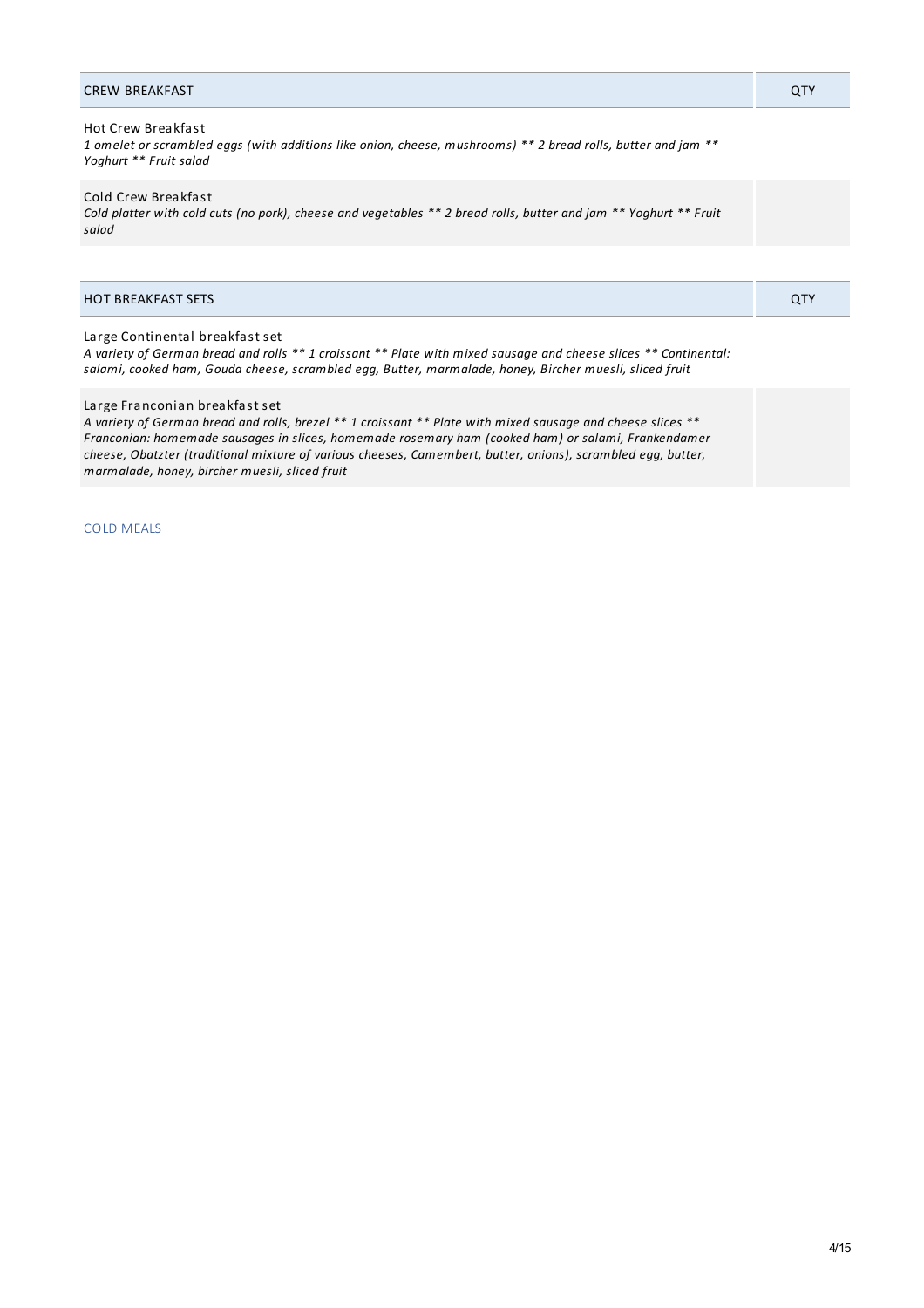| CREW BREAKFAST | QTY |
| --- | --- |
| Hot Crew Breakfast<br>*1 omelet or scrambled eggs (with additions like onion, cheese, mushrooms) ** 2 bread rolls, butter and jam ** Yoghurt ** Fruit salad* | |
| Cold Crew Breakfast<br>*Cold platter with cold cuts (no pork), cheese and vegetables ** 2 bread rolls, butter and jam ** Yoghurt ** Fruit salad* | |

| HOT BREAKFAST SETS | QTY |
| --- | --- |
| Large Continental breakfast set<br>*A variety of German bread and rolls ** 1 croissant ** Plate with mixed sausage and cheese slices ** Continental: salami, cooked ham, Gouda cheese, scrambled egg, Butter, marmalade, honey, Bircher muesli, sliced fruit* | |
| Large Franconian breakfast set<br>*A variety of German bread and rolls, brezel ** 1 croissant ** Plate with mixed sausage and cheese slices ** Franconian: homemade sausages in slices, homemade rosemary ham (cooked ham) or salami, Frankendamer cheese, Obatzter (traditional mixture of various cheeses, Camembert, butter, onions), scrambled egg, butter, marmalade, honey, bircher muesli, sliced fruit* | |

COLD MEALS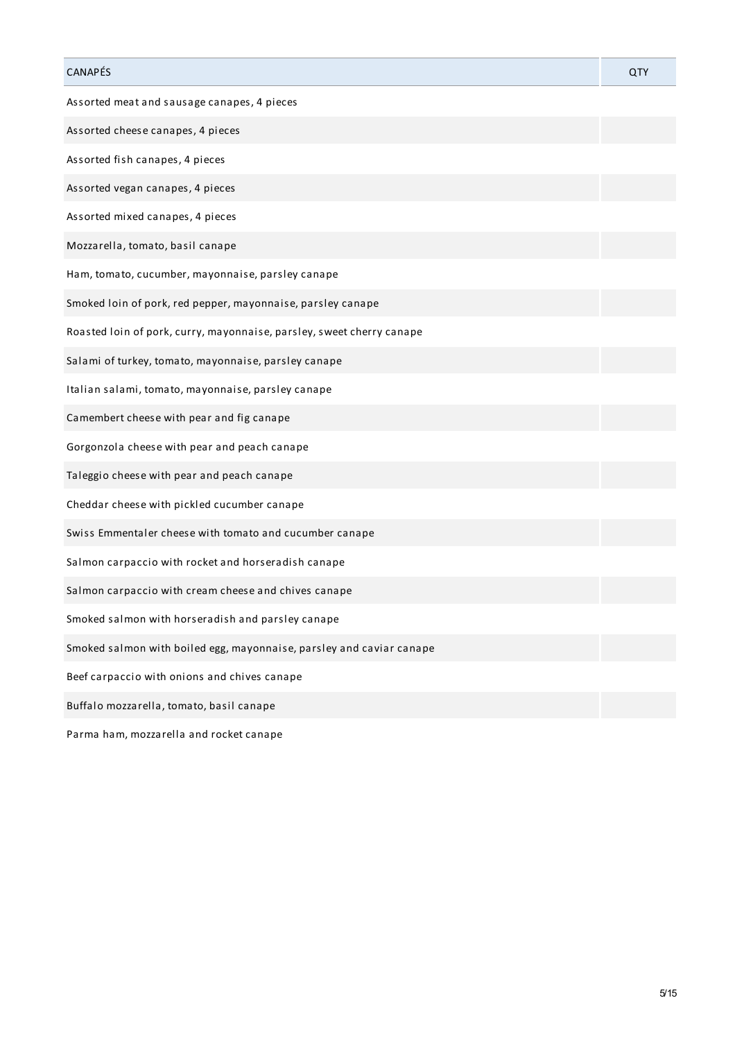| CANAPÉS | QTY |
|---|---|
| Assorted meat and sausage canapes, 4 pieces | |
| Assorted cheese canapes, 4 pieces | |
| Assorted fish canapes, 4 pieces | |
| Assorted vegan canapes, 4 pieces | |
| Assorted mixed canapes, 4 pieces | |
| Mozzarella, tomato, basil canape | |
| Ham, tomato, cucumber, mayonnaise, parsley canape | |
| Smoked loin of pork, red pepper, mayonnaise, parsley canape | |
| Roasted loin of pork, curry, mayonnaise, parsley, sweet cherry canape | |
| Salami of turkey, tomato, mayonnaise, parsley canape | |
| Italian salami, tomato, mayonnaise, parsley canape | |
| Camembert cheese with pear and fig canape | |
| Gorgonzola cheese with pear and peach canape | |
| Taleggio cheese with pear and peach canape | |
| Cheddar cheese with pickled cucumber canape | |
| Swiss Emmentaler cheese with tomato and cucumber canape | |
| Salmon carpaccio with rocket and horseradish canape | |
| Salmon carpaccio with cream cheese and chives canape | |
| Smoked salmon with horseradish and parsley canape | |
| Smoked salmon with boiled egg, mayonnaise, parsley and caviar canape | |
| Beef carpaccio with onions and chives canape | |
| Buffalo mozzarella, tomato, basil canape | |
| Parma ham, mozzarella and rocket canape | |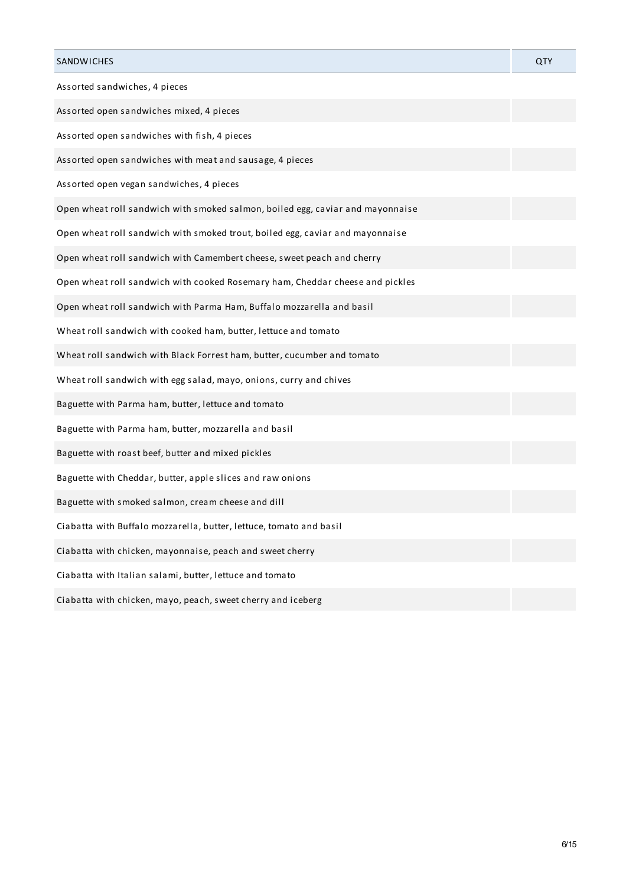| SANDWICHES | QTY |
| --- | --- |
| Assorted sandwiches, 4 pieces | |
| Assorted open sandwiches mixed, 4 pieces | |
| Assorted open sandwiches with fish, 4 pieces | |
| Assorted open sandwiches with meat and sausage, 4 pieces | |
| Assorted open vegan sandwiches, 4 pieces | |
| Open wheat roll sandwich with smoked salmon, boiled egg, caviar and mayonnaise | |
| Open wheat roll sandwich with smoked trout, boiled egg, caviar and mayonnaise | |
| Open wheat roll sandwich with Camembert cheese, sweet peach and cherry | |
| Open wheat roll sandwich with cooked Rosemary ham, Cheddar cheese and pickles | |
| Open wheat roll sandwich with Parma Ham, Buffalo mozzarella and basil | |
| Wheat roll sandwich with cooked ham, butter, lettuce and tomato | |
| Wheat roll sandwich with Black Forrest ham, butter, cucumber and tomato | |
| Wheat roll sandwich with egg salad, mayo, onions, curry and chives | |
| Baguette with Parma ham, butter, lettuce and tomato | |
| Baguette with Parma ham, butter, mozzarella and basil | |
| Baguette with roast beef, butter and mixed pickles | |
| Baguette with Cheddar, butter, apple slices and raw onions | |
| Baguette with smoked salmon, cream cheese and dill | |
| Ciabatta with Buffalo mozzarella, butter, lettuce, tomato and basil | |
| Ciabatta with chicken, mayonnaise, peach and sweet cherry | |
| Ciabatta with Italian salami, butter, lettuce and tomato | |
| Ciabatta with chicken, mayo, peach, sweet cherry and iceberg | |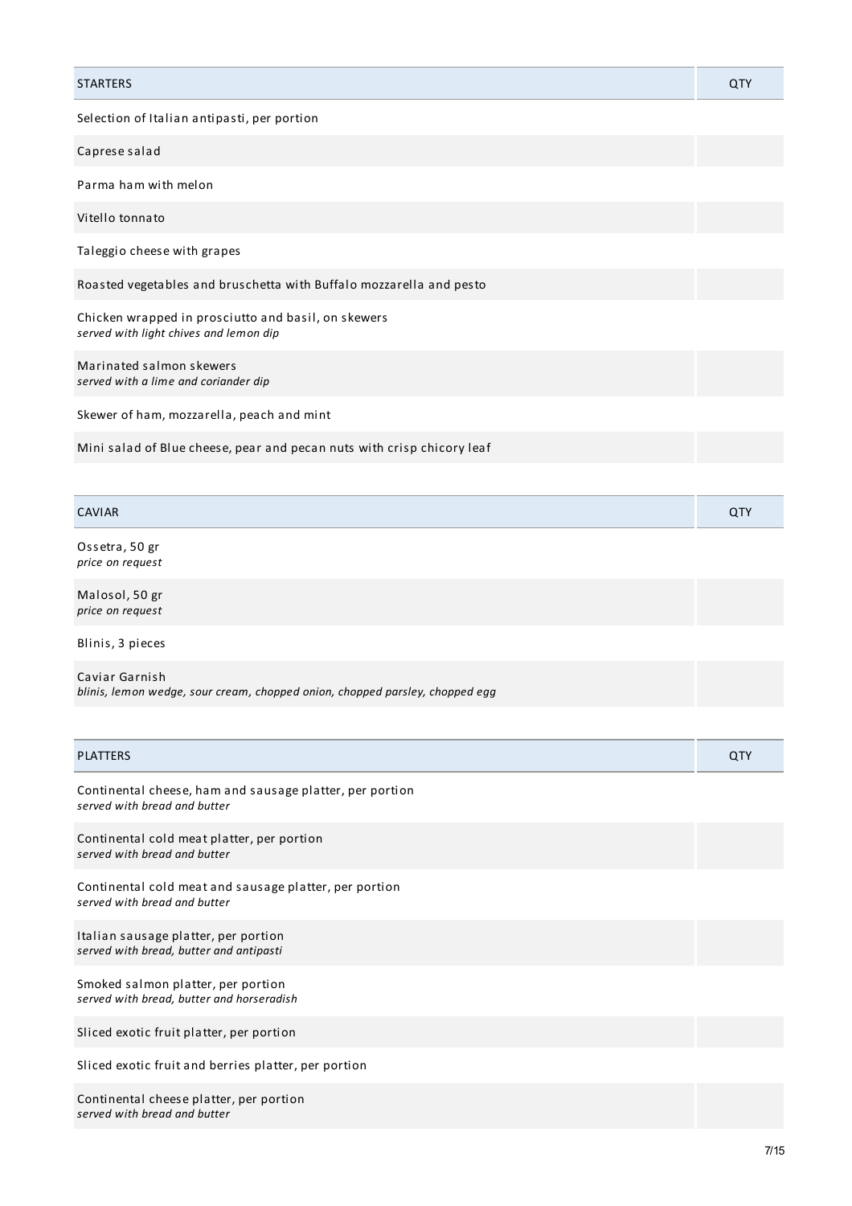| STARTERS | QTY |
|---|---|
| Selection of Italian antipasti, per portion | |
| Caprese salad | |
| Parma ham with melon | |
| Vitello tonnato | |
| Taleggio cheese with grapes | |
| Roasted vegetables and bruschetta with Buffalo mozzarella and pesto | |
| Chicken wrapped in prosciutto and basil, on skewers<br>*served with light chives and lemon dip* | |
| Marinated salmon skewers<br>*served with a lime and coriander dip* | |
| Skewer of ham, mozzarella, peach and mint | |
| Mini salad of Blue cheese, pear and pecan nuts with crisp chicory leaf | |

| CAVIAR | QTY |
|---|---|
| Ossetra, 50 gr<br>*price on request* | |
| Malosol, 50 gr<br>*price on request* | |
| Blinis, 3 pieces | |
| Caviar Garnish<br>*blinis, lemon wedge, sour cream, chopped onion, chopped parsley, chopped egg* | |

| PLATTERS | QTY |
|---|---|
| Continental cheese, ham and sausage platter, per portion<br>*served with bread and butter* | |
| Continental cold meat platter, per portion<br>*served with bread and butter* | |
| Continental cold meat and sausage platter, per portion<br>*served with bread and butter* | |
| Italian sausage platter, per portion<br>*served with bread, butter and antipasti* | |
| Smoked salmon platter, per portion<br>*served with bread, butter and horseradish* | |
| Sliced exotic fruit platter, per portion | |
| Sliced exotic fruit and berries platter, per portion | |
| Continental cheese platter, per portion<br>*served with bread and butter* | |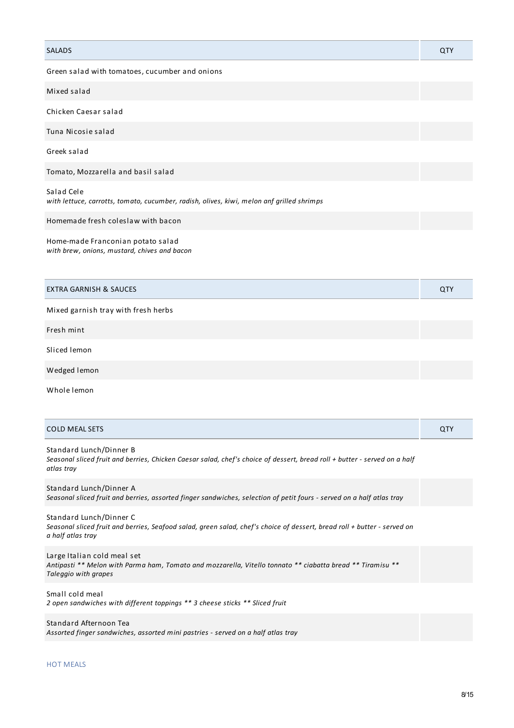| SALADS | QTY |
|---|---|
| Green salad with tomatoes, cucumber and onions | |
| Mixed salad | |
| Chicken Caesar salad | |
| Tuna Nicosie salad | |
| Greek salad | |
| Tomato, Mozzarella and basil salad | |
| Salad Cele<br>*with lettuce, carrotts, tomato, cucumber, radish, olives, kiwi, melon anf grilled shrimps* | |
| Homemade fresh coleslaw with bacon | |
| Home-made Franconian potato salad<br>*with brew, onions, mustard, chives and bacon* | |

| EXTRA GARNISH & SAUCES | QTY |
|---|---|
| Mixed garnish tray with fresh herbs | |
| Fresh mint | |
| Sliced lemon | |
| Wedged lemon | |
| Whole lemon | |

| COLD MEAL SETS | QTY |
|---|---|
| Standard Lunch/Dinner B<br>*Seasonal sliced fruit and berries, Chicken Caesar salad, chef's choice of dessert, bread roll + butter - served on a half atlas tray* | |
| Standard Lunch/Dinner A<br>*Seasonal sliced fruit and berries, assorted finger sandwiches, selection of petit fours - served on a half atlas tray* | |
| Standard Lunch/Dinner C<br>*Seasonal sliced fruit and berries, Seafood salad, green salad, chef's choice of dessert, bread roll + butter - served on a half atlas tray* | |
| Large Italian cold meal set<br>*Antipasti ** Melon with Parma ham, Tomato and mozzarella, Vitello tonnato ** ciabatta bread ** Tiramisu ** Taleggio with grapes* | |
| Small cold meal<br>*2 open sandwiches with different toppings ** 3 cheese sticks ** Sliced fruit* | |
| Standard Afternoon Tea<br>*Assorted finger sandwiches, assorted mini pastries - served on a half atlas tray* | |

HOT MEALS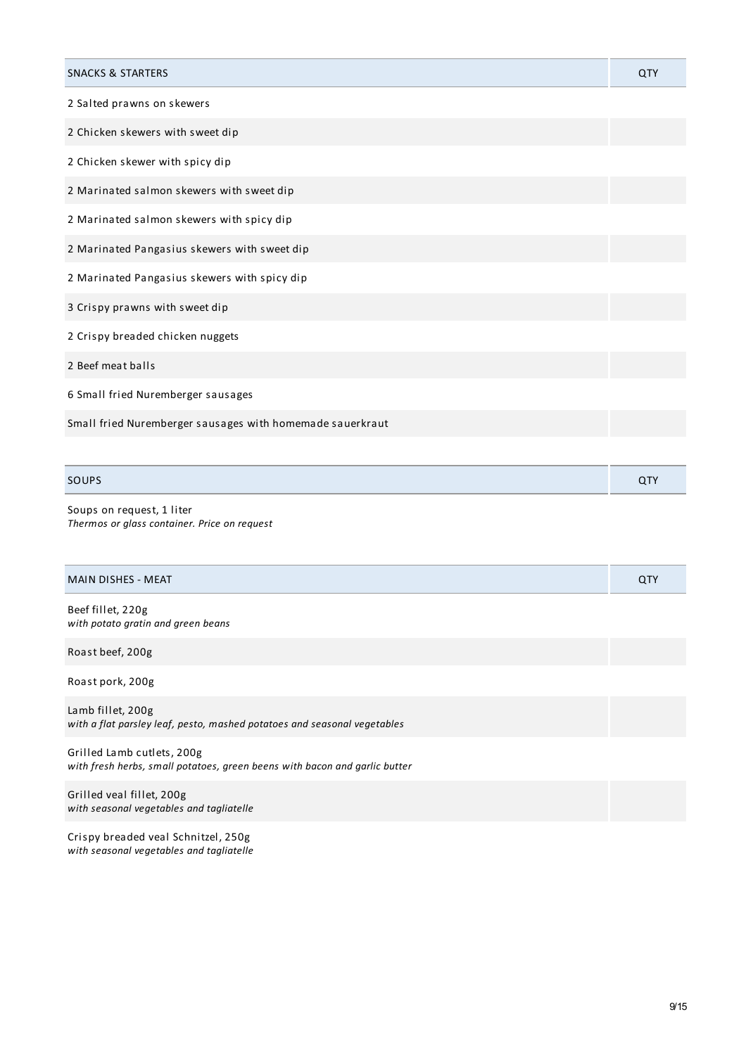| SNACKS & STARTERS | QTY |
| --- | --- |
| 2 Salted prawns on skewers | |
| 2 Chicken skewers with sweet dip | |
| 2 Chicken skewer with spicy dip | |
| 2 Marinated salmon skewers with sweet dip | |
| 2 Marinated salmon skewers with spicy dip | |
| 2 Marinated Pangasius skewers with sweet dip | |
| 2 Marinated Pangasius skewers with spicy dip | |
| 3 Crispy prawns with sweet dip | |
| 2 Crispy breaded chicken nuggets | |
| 2 Beef meat balls | |
| 6 Small fried Nuremberger sausages | |
| Small fried Nuremberger sausages with homemade sauerkraut | |

| SOUPS | QTY |
| --- | --- |
| Soups on request, 1 liter<br>*Thermos or glass container. Price on request* | |

| MAIN DISHES - MEAT | QTY |
| --- | --- |
| Beef fillet, 220g<br>*with potato gratin and green beans* | |
| Roast beef, 200g | |
| Roast pork, 200g | |
| Lamb fillet, 200g<br>*with a flat parsley leaf, pesto, mashed potatoes and seasonal vegetables* | |
| Grilled Lamb cutlets, 200g<br>*with fresh herbs, small potatoes, green beens with bacon and garlic butter* | |
| Grilled veal fillet, 200g<br>*with seasonal vegetables and tagliatelle* | |
| Crispy breaded veal Schnitzel, 250g<br>*with seasonal vegetables and tagliatelle* | |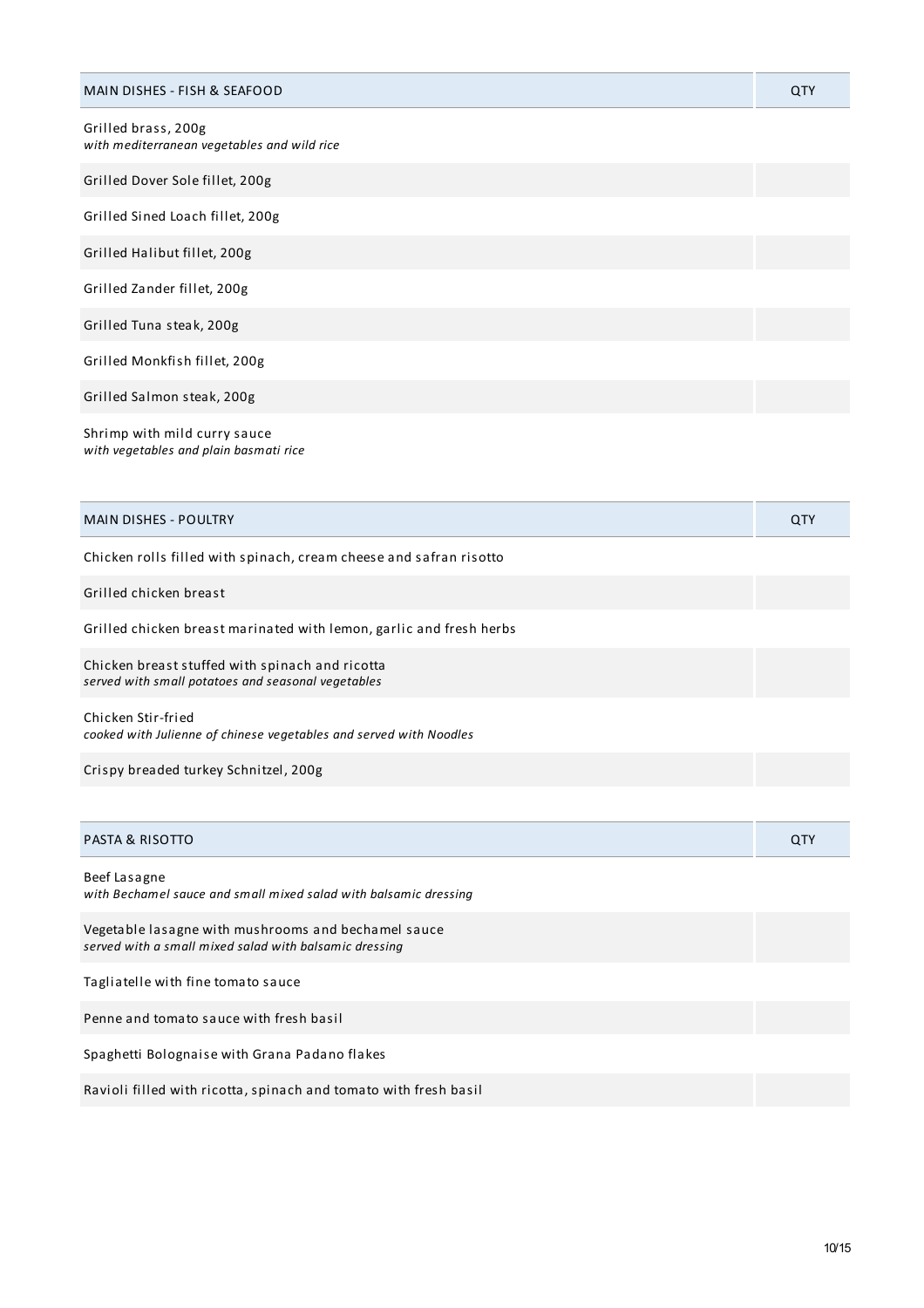| MAIN DISHES - FISH & SEAFOOD | QTY |
| --- | --- |
| Grilled brass, 200g<br>*with mediterranean vegetables and wild rice* | |
| Grilled Dover Sole fillet, 200g | |
| Grilled Sined Loach fillet, 200g | |
| Grilled Halibut fillet, 200g | |
| Grilled Zander fillet, 200g | |
| Grilled Tuna steak, 200g | |
| Grilled Monkfish fillet, 200g | |
| Grilled Salmon steak, 200g | |
| Shrimp with mild curry sauce<br>*with vegetables and plain basmati rice* | |

| MAIN DISHES - POULTRY | QTY |
| --- | --- |
| Chicken rolls filled with spinach, cream cheese and safran risotto | |
| Grilled chicken breast | |
| Grilled chicken breast marinated with lemon, garlic and fresh herbs | |
| Chicken breast stuffed with spinach and ricotta<br>*served with small potatoes and seasonal vegetables* | |
| Chicken Stir-fried<br>*cooked with Julienne of chinese vegetables and served with Noodles* | |
| Crispy breaded turkey Schnitzel, 200g | |

| PASTA & RISOTTO | QTY |
| --- | --- |
| Beef Lasagne<br>*with Bechamel sauce and small mixed salad with balsamic dressing* | |
| Vegetable lasagne with mushrooms and bechamel sauce<br>*served with a small mixed salad with balsamic dressing* | |
| Tagliatelle with fine tomato sauce | |
| Penne and tomato sauce with fresh basil | |
| Spaghetti Bolognaise with Grana Padano flakes | |
| Ravioli filled with ricotta, spinach and tomato with fresh basil | |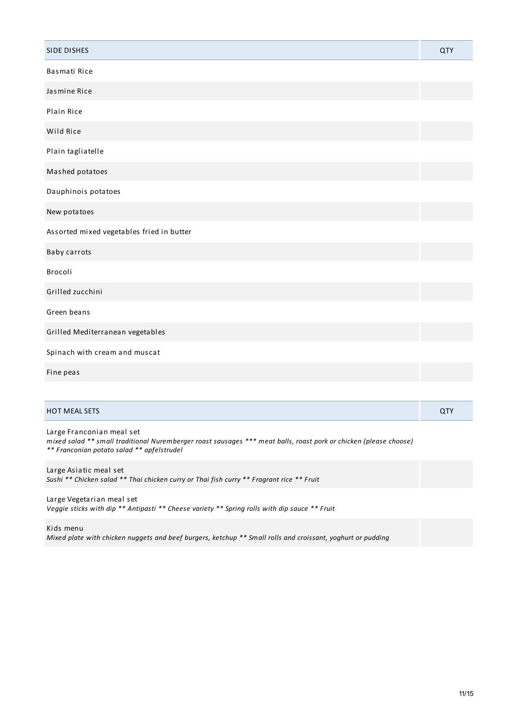| SIDE DISHES | QTY |
|---|---|
| Basmati Rice | |
| Jasmine Rice | |
| Plain Rice | |
| Wild Rice | |
| Plain tagliatelle | |
| Mashed potatoes | |
| Dauphinois potatoes | |
| New potatoes | |
| Assorted mixed vegetables fried in butter | |
| Baby carrots | |
| Brocoli | |
| Grilled zucchini | |
| Green beans | |
| Grilled Mediterranean vegetables | |
| Spinach with cream and muscat | |
| Fine peas | |

| HOT MEAL SETS | QTY |
|---|---|
| Large Franconian meal set<br>*mixed salad ** small traditional Nuremberger roast sausages *** meat balls, roast pork or chicken (please choose) ** Franconian potato salad ** apfelstrudel* | |
| Large Asiatic meal set<br>*Sushi ** Chicken salad ** Thai chicken curry or Thai fish curry ** Fragrant rice ** Fruit* | |
| Large Vegetarian meal set<br>*Veggie sticks with dip ** Antipasti ** Cheese variety ** Spring rolls with dip sauce ** Fruit* | |
| Kids menu<br>*Mixed plate with chicken nuggets and beef burgers, ketchup ** Small rolls and croissant, yoghurt or pudding* | |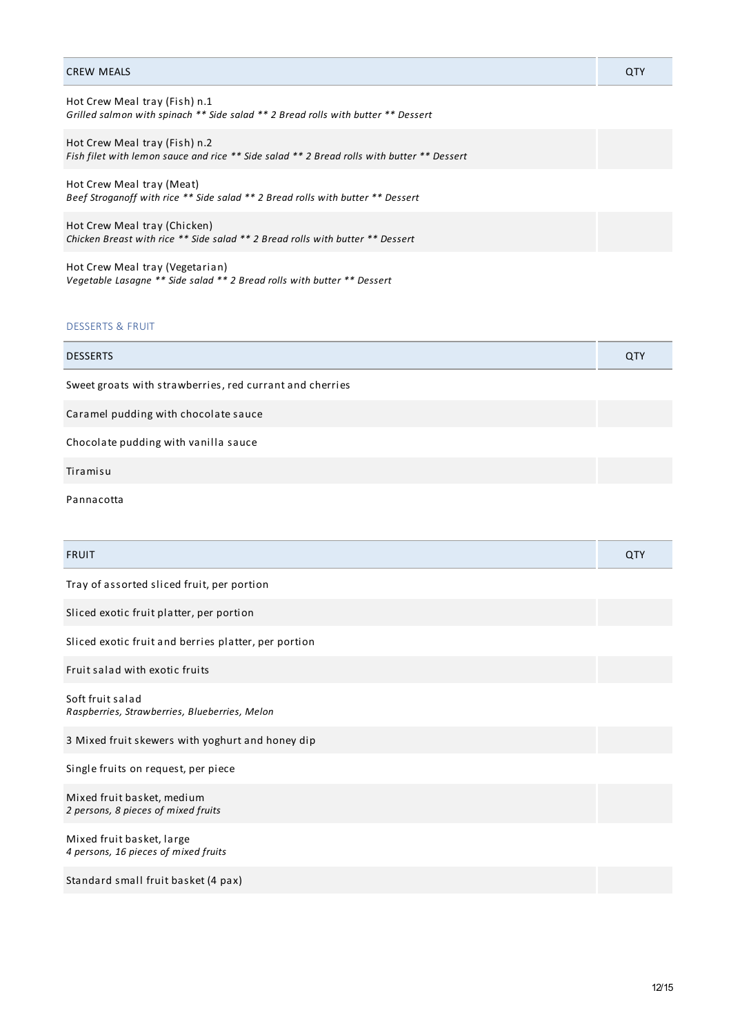| CREW MEALS | QTY |
|---|---|
| Hot Crew Meal tray (Fish) n.1<br>*Grilled salmon with spinach ** Side salad ** 2 Bread rolls with butter ** Dessert* | |
| Hot Crew Meal tray (Fish) n.2<br>*Fish filet with lemon sauce and rice ** Side salad ** 2 Bread rolls with butter ** Dessert* | |
| Hot Crew Meal tray (Meat)<br>*Beef Stroganoff with rice ** Side salad ** 2 Bread rolls with butter ** Dessert* | |
| Hot Crew Meal tray (Chicken)<br>*Chicken Breast with rice ** Side salad ** 2 Bread rolls with butter ** Dessert* | |
| Hot Crew Meal tray (Vegetarian)<br>*Vegetable Lasagne ** Side salad ** 2 Bread rolls with butter ** Dessert* | |

## DESSERTS & FRUIT

| DESSERTS | QTY |
|---|---|
| Sweet groats with strawberries, red currant and cherries | |
| Caramel pudding with chocolate sauce | |
| Chocolate pudding with vanilla sauce | |
| Tiramisu | |
| Pannacotta | |

| FRUIT | QTY |
|---|---|
| Tray of assorted sliced fruit, per portion | |
| Sliced exotic fruit platter, per portion | |
| Sliced exotic fruit and berries platter, per portion | |
| Fruit salad with exotic fruits | |
| Soft fruit salad<br>*Raspberries, Strawberries, Blueberries, Melon* | |
| 3 Mixed fruit skewers with yoghurt and honey dip | |
| Single fruits on request, per piece | |
| Mixed fruit basket, medium<br>*2 persons, 8 pieces of mixed fruits* | |
| Mixed fruit basket, large<br>*4 persons, 16 pieces of mixed fruits* | |
| Standard small fruit basket (4 pax) | |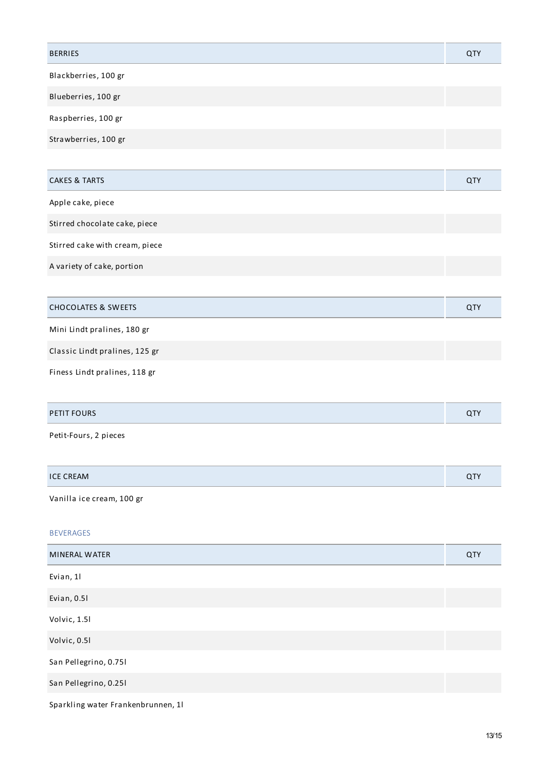| BERRIES | QTY |
| --- | --- |
| Blackberries, 100 gr | |
| Blueberries, 100 gr | |
| Raspberries, 100 gr | |
| Strawberries, 100 gr | |

| CAKES & TARTS | QTY |
| --- | --- |
| Apple cake, piece | |
| Stirred chocolate cake, piece | |
| Stirred cake with cream, piece | |
| A variety of cake, portion | |

| CHOCOLATES & SWEETS | QTY |
| --- | --- |
| Mini Lindt pralines, 180 gr | |
| Classic Lindt pralines, 125 gr | |
| Finess Lindt pralines, 118 gr | |

| PETIT FOURS | QTY |
| --- | --- |
| Petit-Fours, 2 pieces | |

| ICE CREAM | QTY |
| --- | --- |
| Vanilla ice cream, 100 gr | |

## BEVERAGES

| MINERAL WATER | QTY |
| --- | --- |
| Evian, 1l | |
| Evian, 0.5l | |
| Volvic, 1.5l | |
| Volvic, 0.5l | |
| San Pellegrino, 0.75l | |
| San Pellegrino, 0.25l | |
| Sparkling water Frankenbrunnen, 1l | |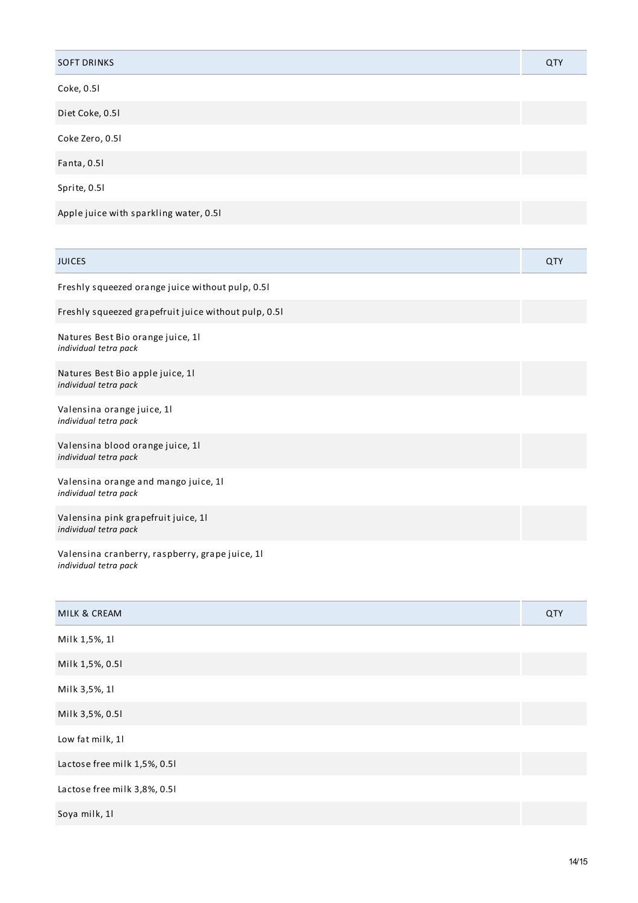| SOFT DRINKS | QTY |
| --- | --- |
| Coke, 0.5l | |
| Diet Coke, 0.5l | |
| Coke Zero, 0.5l | |
| Fanta, 0.5l | |
| Sprite, 0.5l | |
| Apple juice with sparkling water, 0.5l | |

| JUICES | QTY |
| --- | --- |
| Freshly squeezed orange juice without pulp, 0.5l | |
| Freshly squeezed grapefruit juice without pulp, 0.5l | |
| Natures Best Bio orange juice, 1l<br>*individual tetra pack* | |
| Natures Best Bio apple juice, 1l<br>*individual tetra pack* | |
| Valensina orange juice, 1l<br>*individual tetra pack* | |
| Valensina blood orange juice, 1l<br>*individual tetra pack* | |
| Valensina orange and mango juice, 1l<br>*individual tetra pack* | |
| Valensina pink grapefruit juice, 1l<br>*individual tetra pack* | |
| Valensina cranberry, raspberry, grape juice, 1l<br>*individual tetra pack* | |

| MILK & CREAM | QTY |
| --- | --- |
| Milk 1,5%, 1l | |
| Milk 1,5%, 0.5l | |
| Milk 3,5%, 1l | |
| Milk 3,5%, 0.5l | |
| Low fat milk, 1l | |
| Lactose free milk 1,5%, 0.5l | |
| Lactose free milk 3,8%, 0.5l | |
| Soya milk, 1l | |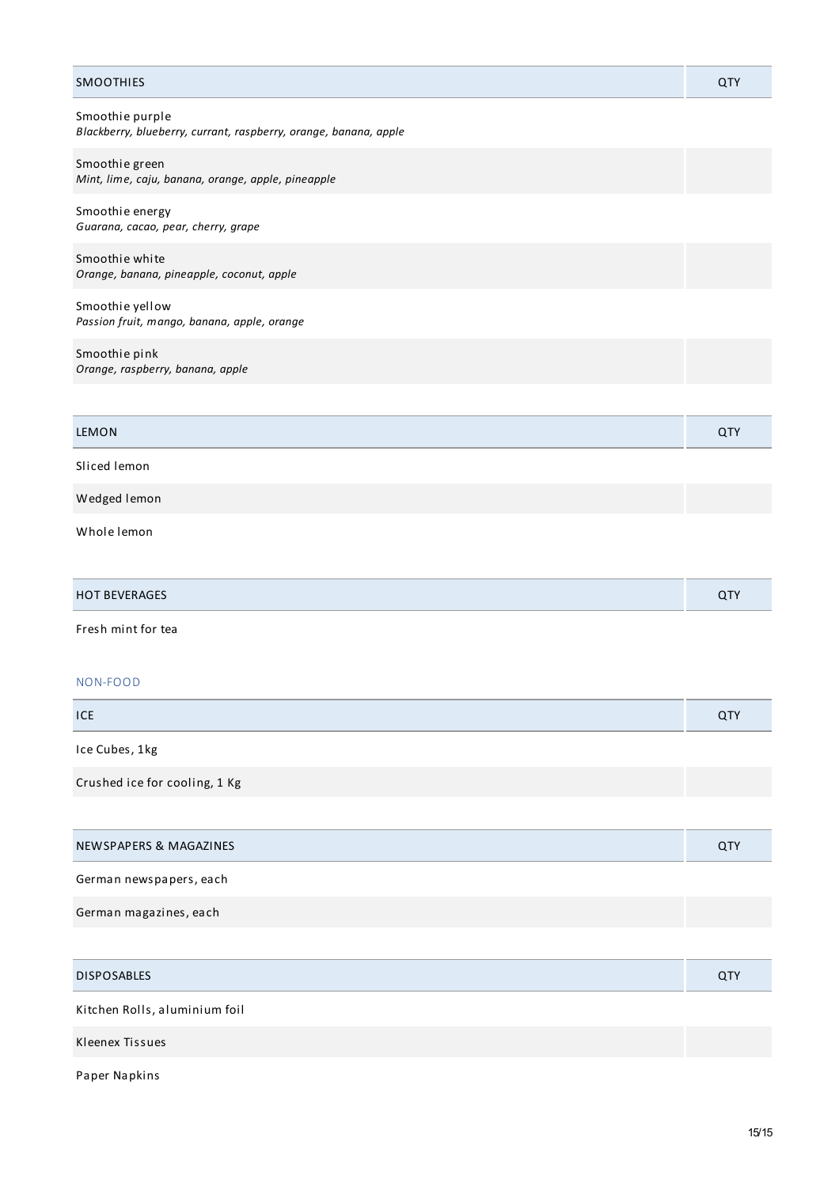| SMOOTHIES | QTY |
|---|---|
| Smoothie purple<br>*Blackberry, blueberry, currant, raspberry, orange, banana, apple* | |
| Smoothie green<br>*Mint, lime, caju, banana, orange, apple, pineapple* | |
| Smoothie energy<br>*Guarana, cacao, pear, cherry, grape* | |
| Smoothie white<br>*Orange, banana, pineapple, coconut, apple* | |
| Smoothie yellow<br>*Passion fruit, mango, banana, apple, orange* | |
| Smoothie pink<br>*Orange, raspberry, banana, apple* | |

| LEMON | QTY |
|---|---|
| Sliced lemon | |
| Wedged lemon | |
| Whole lemon | |

| HOT BEVERAGES | QTY |
|---|---|
| Fresh mint for tea | |

## NON-FOOD

| ICE | QTY |
|---|---|
| Ice Cubes, 1kg | |
| Crushed ice for cooling, 1 Kg | |

| NEWSPAPERS & MAGAZINES | QTY |
|---|---|
| German newspapers, each | |
| German magazines, each | |

| DISPOSABLES | QTY |
|---|---|
| Kitchen Rolls, aluminium foil | |
| Kleenex Tissues | |
| Paper Napkins | |